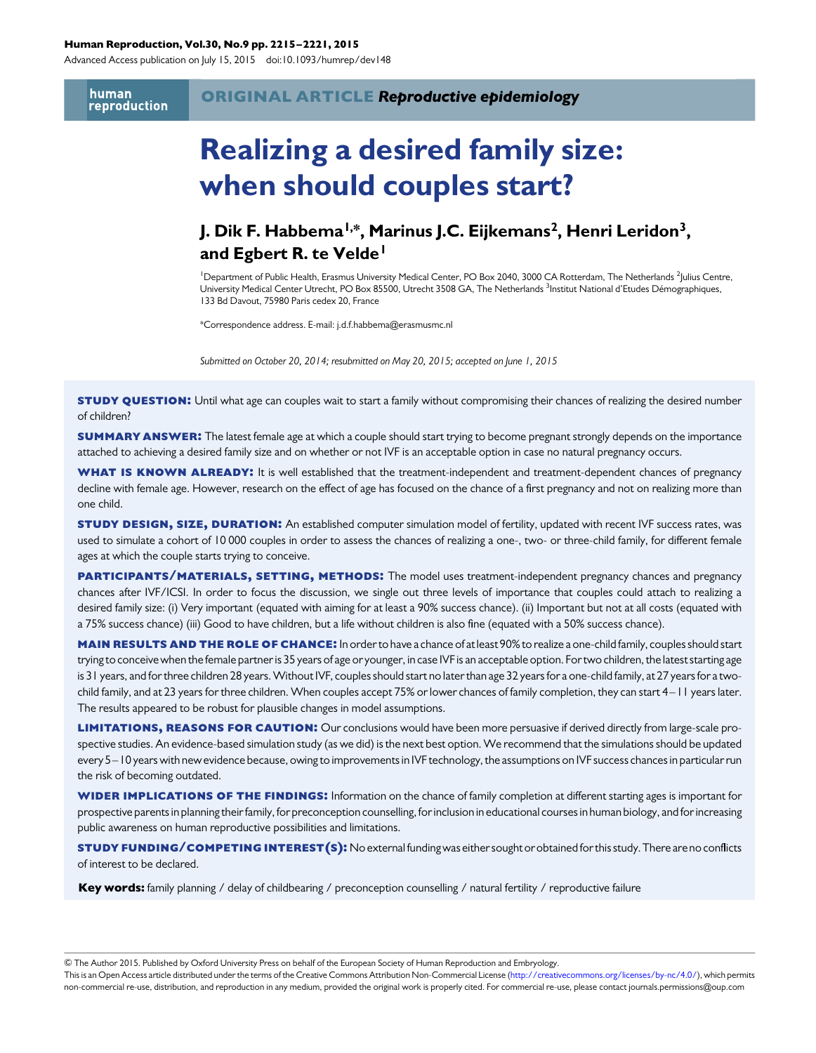ORIGINAL ARTICLE *Reproductive epidemiology*

# Realizing a desired family size: when should couples start?

## J. Dik F. Habbema[1,*], Marinus J.C. Eijkemans[2], Henri Leridon[3], and Egbert R. te Velde[1]

[1]Department of Public Health, Erasmus University Medical Center, PO Box 2040, 3000 CA Rotterdam, The Netherlands [2]Julius Centre, University Medical Center Utrecht, PO Box 85500, Utrecht 3508 GA, The Netherlands [3]Institut National d'Etudes Démographiques, 133 Bd Davout, 75980 Paris cedex 20, France

*Correspondence address. E-mail: j.d.f.habbema@erasmusmc.nl

*Submitted on October 20, 2014; resubmitted on May 20, 2015; accepted on June 1, 2015*

**STUDY QUESTION:** Until what age can couples wait to start a family without compromising their chances of realizing the desired number of children?

**SUMMARY ANSWER:** The latest female age at which a couple should start trying to become pregnant strongly depends on the importance attached to achieving a desired family size and on whether or not IVF is an acceptable option in case no natural pregnancy occurs.

**WHAT IS KNOWN ALREADY:** It is well established that the treatment-independent and treatment-dependent chances of pregnancy decline with female age. However, research on the effect of age has focused on the chance of a first pregnancy and not on realizing more than one child.

**STUDY DESIGN, SIZE, DURATION:** An established computer simulation model of fertility, updated with recent IVF success rates, was used to simulate a cohort of 10 000 couples in order to assess the chances of realizing a one-, two- or three-child family, for different female ages at which the couple starts trying to conceive.

**PARTICIPANTS/MATERIALS, SETTING, METHODS:** The model uses treatment-independent pregnancy chances and pregnancy chances after IVF/ICSI. In order to focus the discussion, we single out three levels of importance that couples could attach to realizing a desired family size: (i) Very important (equated with aiming for at least a 90% success chance). (ii) Important but not at all costs (equated with a 75% success chance) (iii) Good to have children, but a life without children is also fine (equated with a 50% success chance).

**MAIN RESULTS AND THE ROLE OF CHANCE:** In order to have a chance of at least 90% to realize a one-child family, couples should start trying to conceive when the female partner is 35 years of age or younger, in case IVF is an acceptable option. For two children, the latest starting age is 31 years, and for three children 28 years. Without IVF, couples should start no later than age 32 years for a one-child family, at 27 years for a two-child family, and at 23 years for three children. When couples accept 75% or lower chances of family completion, they can start 4–11 years later. The results appeared to be robust for plausible changes in model assumptions.

**LIMITATIONS, REASONS FOR CAUTION:** Our conclusions would have been more persuasive if derived directly from large-scale prospective studies. An evidence-based simulation study (as we did) is the next best option. We recommend that the simulations should be updated every 5–10 years with new evidence because, owing to improvements in IVF technology, the assumptions on IVF success chances in particular run the risk of becoming outdated.

**WIDER IMPLICATIONS OF THE FINDINGS:** Information on the chance of family completion at different starting ages is important for prospective parents in planning their family, for preconception counselling, for inclusion in educational courses in human biology, and for increasing public awareness on human reproductive possibilities and limitations.

**STUDY FUNDING/COMPETING INTEREST(S):** No external funding was either sought or obtained for this study. There are no conflicts of interest to be declared.

**Key words:** family planning / delay of childbearing / preconception counselling / natural fertility / reproductive failure

© The Author 2015. Published by Oxford University Press on behalf of the European Society of Human Reproduction and Embryology.
This is an Open Access article distributed under the terms of the Creative Commons Attribution Non-Commercial License (http://creativecommons.org/licenses/by-nc/4.0/), which permits non-commercial re-use, distribution, and reproduction in any medium, provided the original work is properly cited. For commercial re-use, please contact journals.permissions@oup.com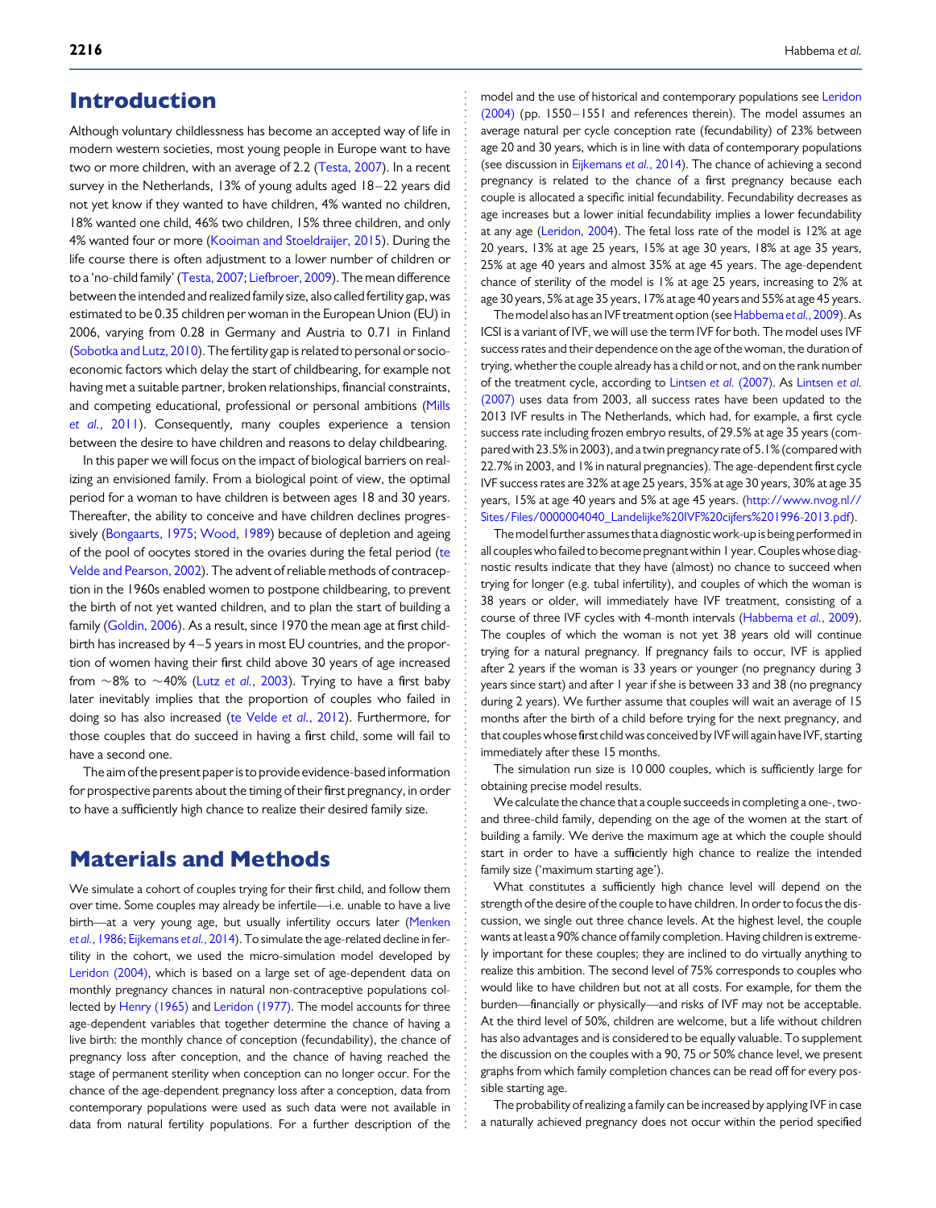## Introduction

Although voluntary childlessness has become an accepted way of life in modern western societies, most young people in Europe want to have two or more children, with an average of 2.2 (Testa, 2007). In a recent survey in the Netherlands, 13% of young adults aged 18–22 years did not yet know if they wanted to have children, 4% wanted no children, 18% wanted one child, 46% two children, 15% three children, and only 4% wanted four or more (Kooiman and Stoeldraijer, 2015). During the life course there is often adjustment to a lower number of children or to a 'no-child family' (Testa, 2007; Liefbroer, 2009). The mean difference between the intended and realized family size, also called fertility gap, was estimated to be 0.35 children per woman in the European Union (EU) in 2006, varying from 0.28 in Germany and Austria to 0.71 in Finland (Sobotka and Lutz, 2010). The fertility gap is related to personal or socio-economic factors which delay the start of childbearing, for example not having met a suitable partner, broken relationships, financial constraints, and competing educational, professional or personal ambitions (Mills *et al*., 2011). Consequently, many couples experience a tension between the desire to have children and reasons to delay childbearing.

In this paper we will focus on the impact of biological barriers on realizing an envisioned family. From a biological point of view, the optimal period for a woman to have children is between ages 18 and 30 years. Thereafter, the ability to conceive and have children declines progressively (Bongaarts, 1975; Wood, 1989) because of depletion and ageing of the pool of oocytes stored in the ovaries during the fetal period (te Velde and Pearson, 2002). The advent of reliable methods of contraception in the 1960s enabled women to postpone childbearing, to prevent the birth of not yet wanted children, and to plan the start of building a family (Goldin, 2006). As a result, since 1970 the mean age at first childbirth has increased by 4–5 years in most EU countries, and the proportion of women having their first child above 30 years of age increased from ~8% to ~40% (Lutz *et al*., 2003). Trying to have a first baby later inevitably implies that the proportion of couples who failed in doing so has also increased (te Velde *et al*., 2012). Furthermore, for those couples that do succeed in having a first child, some will fail to have a second one.

The aim of the present paper is to provide evidence-based information for prospective parents about the timing of their first pregnancy, in order to have a sufficiently high chance to realize their desired family size.

## Materials and Methods

We simulate a cohort of couples trying for their first child, and follow them over time. Some couples may already be infertile—i.e. unable to have a live birth—at a very young age, but usually infertility occurs later (Menken *et al*., 1986; Eijkemans *et al*., 2014). To simulate the age-related decline in fertility in the cohort, we used the micro-simulation model developed by Leridon (2004), which is based on a large set of age-dependent data on monthly pregnancy chances in natural non-contraceptive populations collected by Henry (1965) and Leridon (1977). The model accounts for three age-dependent variables that together determine the chance of having a live birth: the monthly chance of conception (fecundability), the chance of pregnancy loss after conception, and the chance of having reached the stage of permanent sterility when conception can no longer occur. For the chance of the age-dependent pregnancy loss after a conception, data from contemporary populations were used as such data were not available in data from natural fertility populations. For a further description of the model and the use of historical and contemporary populations see Leridon (2004) (pp. 1550–1551 and references therein). The model assumes an average natural per cycle conception rate (fecundability) of 23% between age 20 and 30 years, which is in line with data of contemporary populations (see discussion in Eijkemans *et al*., 2014). The chance of achieving a second pregnancy is related to the chance of a first pregnancy because each couple is allocated a specific initial fecundability. Fecundability decreases as age increases but a lower initial fecundability implies a lower fecundability at any age (Leridon, 2004). The fetal loss rate of the model is 12% at age 20 years, 13% at age 25 years, 15% at age 30 years, 18% at age 35 years, 25% at age 40 years and almost 35% at age 45 years. The age-dependent chance of sterility of the model is 1% at age 25 years, increasing to 2% at age 30 years, 5% at age 35 years, 17% at age 40 years and 55% at age 45 years.

The model also has an IVF treatment option (see Habbema *et al*., 2009). As ICSI is a variant of IVF, we will use the term IVF for both. The model uses IVF success rates and their dependence on the age of the woman, the duration of trying, whether the couple already has a child or not, and on the rank number of the treatment cycle, according to Lintsen *et al.* (2007). As Lintsen *et al.* (2007) uses data from 2003, all success rates have been updated to the 2013 IVF results in The Netherlands, which had, for example, a first cycle success rate including frozen embryo results, of 29.5% at age 35 years (compared with 23.5% in 2003), and a twin pregnancy rate of 5.1% (compared with 22.7% in 2003, and 1% in natural pregnancies). The age-dependent first cycle IVF success rates are 32% at age 25 years, 35% at age 30 years, 30% at age 35 years, 15% at age 40 years and 5% at age 45 years. (http://www.nvog.nl//Sites/Files/0000004040_Landelijke%20IVF%20cijfers%201996-2013.pdf).

The model further assumes that a diagnostic work-up is being performed in all couples who failed to become pregnant within 1 year. Couples whose diagnostic results indicate that they have (almost) no chance to succeed when trying for longer (e.g. tubal infertility), and couples of which the woman is 38 years or older, will immediately have IVF treatment, consisting of a course of three IVF cycles with 4-month intervals (Habbema *et al*., 2009). The couples of which the woman is not yet 38 years old will continue trying for a natural pregnancy. If pregnancy fails to occur, IVF is applied after 2 years if the woman is 33 years or younger (no pregnancy during 3 years since start) and after 1 year if she is between 33 and 38 (no pregnancy during 2 years). We further assume that couples will wait an average of 15 months after the birth of a child before trying for the next pregnancy, and that couples whose first child was conceived by IVF will again have IVF, starting immediately after these 15 months.

The simulation run size is 10 000 couples, which is sufficiently large for obtaining precise model results.

We calculate the chance that a couple succeeds in completing a one-, two- and three-child family, depending on the age of the women at the start of building a family. We derive the maximum age at which the couple should start in order to have a sufficiently high chance to realize the intended family size ('maximum starting age').

What constitutes a sufficiently high chance level will depend on the strength of the desire of the couple to have children. In order to focus the discussion, we single out three chance levels. At the highest level, the couple wants at least a 90% chance of family completion. Having children is extremely important for these couples; they are inclined to do virtually anything to realize this ambition. The second level of 75% corresponds to couples who would like to have children but not at all costs. For example, for them the burden—financially or physically—and risks of IVF may not be acceptable. At the third level of 50%, children are welcome, but a life without children has also advantages and is considered to be equally valuable. To supplement the discussion on the couples with a 90, 75 or 50% chance level, we present graphs from which family completion chances can be read off for every possible starting age.

The probability of realizing a family can be increased by applying IVF in case a naturally achieved pregnancy does not occur within the period specified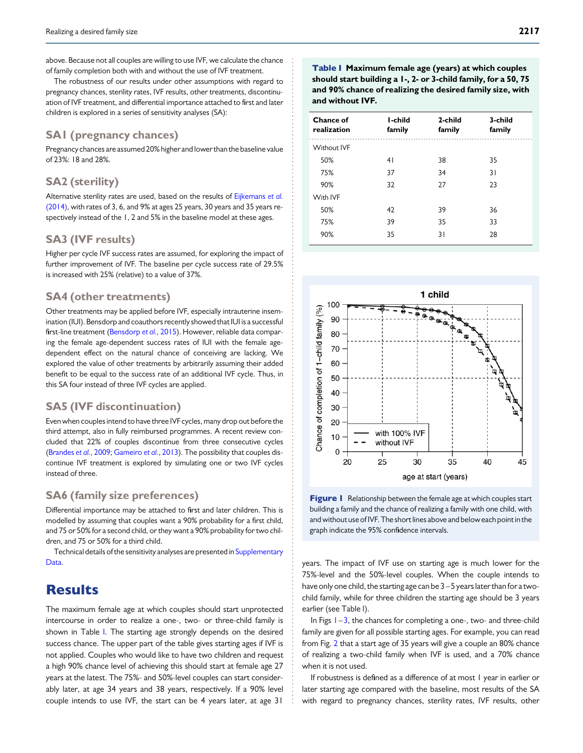above. Because not all couples are willing to use IVF, we calculate the chance of family completion both with and without the use of IVF treatment.

The robustness of our results under other assumptions with regard to pregnancy chances, sterility rates, IVF results, other treatments, discontinuation of IVF treatment, and differential importance attached to first and later children is explored in a series of sensitivity analyses (SA):

### SA1 (pregnancy chances)

Pregnancy chances are assumed 20% higher and lower than the baseline value of 23%: 18 and 28%.

### SA2 (sterility)

Alternative sterility rates are used, based on the results of Eijkemans *et al.* (2014), with rates of 3, 6, and 9% at ages 25 years, 30 years and 35 years respectively instead of the 1, 2 and 5% in the baseline model at these ages.

### SA3 (IVF results)

Higher per cycle IVF success rates are assumed, for exploring the impact of further improvement of IVF. The baseline per cycle success rate of 29.5% is increased with 25% (relative) to a value of 37%.

### SA4 (other treatments)

Other treatments may be applied before IVF, especially intrauterine insemination (IUI). Bensdorp and coauthors recently showed that IUI is a successful first-line treatment (Bensdorp *et al.*, 2015). However, reliable data comparing the female age-dependent success rates of IUI with the female age-dependent effect on the natural chance of conceiving are lacking. We explored the value of other treatments by arbitrarily assuming their added benefit to be equal to the success rate of an additional IVF cycle. Thus, in this SA four instead of three IVF cycles are applied.

### SA5 (IVF discontinuation)

Even when couples intend to have three IVF cycles, many drop out before the third attempt, also in fully reimbursed programmes. A recent review concluded that 22% of couples discontinue from three consecutive cycles (Brandes *et al.*, 2009; Gameiro *et al.*, 2013). The possibility that couples discontinue IVF treatment is explored by simulating one or two IVF cycles instead of three.

### SA6 (family size preferences)

Differential importance may be attached to first and later children. This is modelled by assuming that couples want a 90% probability for a first child, and 75 or 50% for a second child, or they want a 90% probability for two children, and 75 or 50% for a third child.

Technical details of the sensitivity analyses are presented in Supplementary Data.

## Results

The maximum female age at which couples should start unprotected intercourse in order to realize a one-, two- or three-child family is shown in Table I. The starting age strongly depends on the desired success chance. The upper part of the table gives starting ages if IVF is not applied. Couples who would like to have two children and request a high 90% chance level of achieving this should start at female age 27 years at the latest. The 75%- and 50%-level couples can start considerably later, at age 34 years and 38 years, respectively. If a 90% level couple intends to use IVF, the start can be 4 years later, at age 31 years. The impact of IVF use on starting age is much lower for the 75%-level and the 50%-level couples. When the couple intends to have only one child, the starting age can be 3–5 years later than for a two-child family, while for three children the starting age should be 3 years earlier (see Table I).

**Table I** Maximum female age (years) at which couples should start building a 1-, 2- or 3-child family, for a 50, 75 and 90% chance of realizing the desired family size, with and without IVF.

| Chance of realization | 1-child family | 2-child family | 3-child family |
|---|---|---|---|
| Without IVF | | | |
| 50% | 41 | 38 | 35 |
| 75% | 37 | 34 | 31 |
| 90% | 32 | 27 | 23 |
| With IVF | | | |
| 50% | 42 | 39 | 36 |
| 75% | 39 | 35 | 33 |
| 90% | 35 | 31 | 28 |

**Figure 1** Relationship between the female age at which couples start building a family and the chance of realizing a family with one child, with and without use of IVF. The short lines above and below each point in the graph indicate the 95% confidence intervals.

In Figs 1–3, the chances for completing a one-, two- and three-child family are given for all possible starting ages. For example, you can read from Fig. 2 that a start age of 35 years will give a couple an 80% chance of realizing a two-child family when IVF is used, and a 70% chance when it is not used.

If robustness is defined as a difference of at most 1 year in earlier or later starting age compared with the baseline, most results of the SA with regard to pregnancy chances, sterility rates, IVF results, other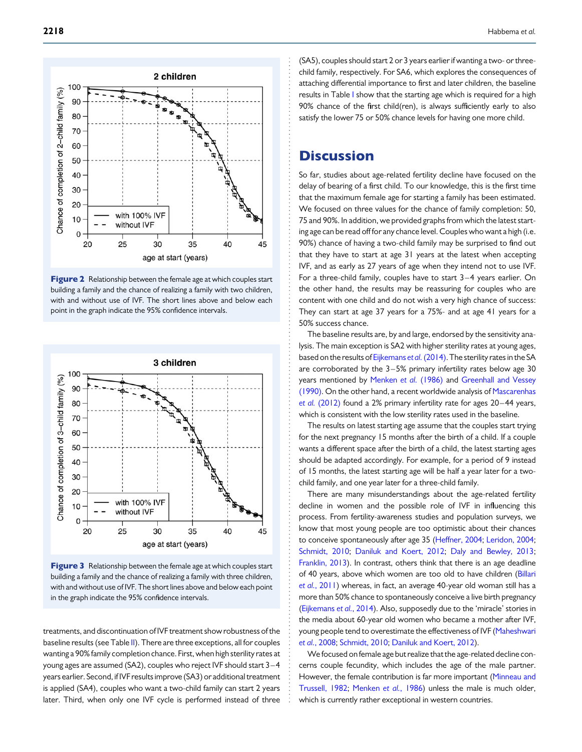**Figure 2** Relationship between the female age at which couples start building a family and the chance of realizing a family with two children, with and without use of IVF. The short lines above and below each point in the graph indicate the 95% confidence intervals.

**Figure 3** Relationship between the female age at which couples start building a family and the chance of realizing a family with three children, with and without use of IVF. The short lines above and below each point in the graph indicate the 95% confidence intervals.

treatments, and discontinuation of IVF treatment show robustness of the baseline results (see Table II). There are three exceptions, all for couples wanting a 90% family completion chance. First, when high sterility rates at young ages are assumed (SA2), couples who reject IVF should start 3–4 years earlier. Second, if IVF results improve (SA3) or additional treatment is applied (SA4), couples who want a two-child family can start 2 years later. Third, when only one IVF cycle is performed instead of three (SA5), couples should start 2 or 3 years earlier if wanting a two- or three-child family, respectively. For SA6, which explores the consequences of attaching differential importance to first and later children, the baseline results in Table I show that the starting age which is required for a high 90% chance of the first child(ren), is always sufficiently early to also satisfy the lower 75 or 50% chance levels for having one more child.

# Discussion

So far, studies about age-related fertility decline have focused on the delay of bearing of a first child. To our knowledge, this is the first time that the maximum female age for starting a family has been estimated. We focused on three values for the chance of family completion: 50, 75 and 90%. In addition, we provided graphs from which the latest starting age can be read off for any chance level. Couples who want a high (i.e. 90%) chance of having a two-child family may be surprised to find out that they have to start at age 31 years at the latest when accepting IVF, and as early as 27 years of age when they intend not to use IVF. For a three-child family, couples have to start 3–4 years earlier. On the other hand, the results may be reassuring for couples who are content with one child and do not wish a very high chance of success: They can start at age 37 years for a 75%- and at age 41 years for a 50% success chance.

The baseline results are, by and large, endorsed by the sensitivity analysis. The main exception is SA2 with higher sterility rates at young ages, based on the results of Eijkemans *et al.* (2014). The sterility rates in the SA are corroborated by the 3–5% primary infertility rates below age 30 years mentioned by Menken *et al.* (1986) and Greenhall and Vessey (1990). On the other hand, a recent worldwide analysis of Mascarenhas *et al.* (2012) found a 2% primary infertility rate for ages 20–44 years, which is consistent with the low sterility rates used in the baseline.

The results on latest starting age assume that the couples start trying for the next pregnancy 15 months after the birth of a child. If a couple wants a different space after the birth of a child, the latest starting ages should be adapted accordingly. For example, for a period of 9 instead of 15 months, the latest starting age will be half a year later for a two-child family, and one year later for a three-child family.

There are many misunderstandings about the age-related fertility decline in women and the possible role of IVF in influencing this process. From fertility-awareness studies and population surveys, we know that most young people are too optimistic about their chances to conceive spontaneously after age 35 (Heffner, 2004; Leridon, 2004; Schmidt, 2010; Daniluk and Koert, 2012; Daly and Bewley, 2013; Franklin, 2013). In contrast, others think that there is an age deadline of 40 years, above which women are too old to have children (Billari *et al.*, 2011) whereas, in fact, an average 40-year old woman still has a more than 50% chance to spontaneously conceive a live birth pregnancy (Eijkemans *et al.*, 2014). Also, supposedly due to the 'miracle' stories in the media about 60-year old women who became a mother after IVF, young people tend to overestimate the effectiveness of IVF (Maheshwari *et al.*, 2008; Schmidt, 2010; Daniluk and Koert, 2012).

We focused on female age but realize that the age-related decline concerns couple fecundity, which includes the age of the male partner. However, the female contribution is far more important (Minneau and Trussell, 1982; Menken *et al.*, 1986) unless the male is much older, which is currently rather exceptional in western countries.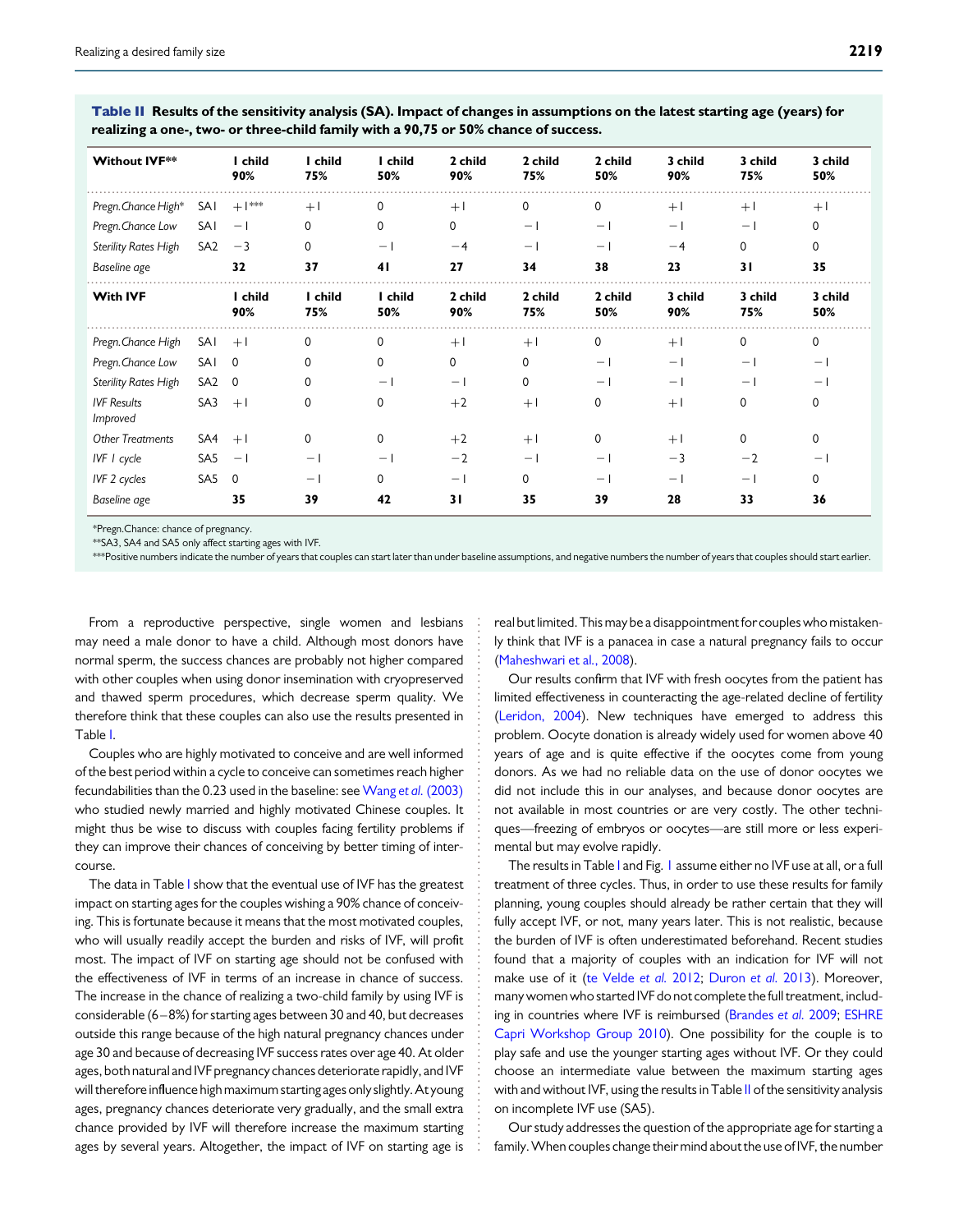**Table II** Results of the sensitivity analysis (SA). Impact of changes in assumptions on the latest starting age (years) for realizing a one-, two- or three-child family with a 90,75 or 50% chance of success.

| Without IVF** | | 1 child 90% | 1 child 75% | 1 child 50% | 2 child 90% | 2 child 75% | 2 child 50% | 3 child 90% | 3 child 75% | 3 child 50% |
|---|---|---|---|---|---|---|---|---|---|---|
| *Pregn.Chance High** | SA1 | +1*** | +1 | 0 | +1 | 0 | 0 | +1 | +1 | +1 |
| *Pregn.Chance Low* | SA1 | −1 | 0 | 0 | 0 | −1 | −1 | −1 | −1 | 0 |
| *Sterility Rates High* | SA2 | −3 | 0 | −1 | −4 | −1 | −1 | −4 | 0 | 0 |
| *Baseline age* | | **32** | **37** | **41** | **27** | **34** | **38** | **23** | **31** | **35** |
| **With IVF** | | **1 child 90%** | **1 child 75%** | **1 child 50%** | **2 child 90%** | **2 child 75%** | **2 child 50%** | **3 child 90%** | **3 child 75%** | **3 child 50%** |
| *Pregn.Chance High* | SA1 | +1 | 0 | 0 | +1 | +1 | 0 | +1 | 0 | 0 |
| *Pregn.Chance Low* | SA1 | 0 | 0 | 0 | 0 | 0 | −1 | −1 | −1 | −1 |
| *Sterility Rates High* | SA2 | 0 | 0 | −1 | −1 | 0 | −1 | −1 | −1 | −1 |
| *IVF Results Improved* | SA3 | +1 | 0 | 0 | +2 | +1 | 0 | +1 | 0 | 0 |
| *Other Treatments* | SA4 | +1 | 0 | 0 | +2 | +1 | 0 | +1 | 0 | 0 |
| *IVF 1 cycle* | SA5 | −1 | −1 | −1 | −2 | −1 | −1 | −3 | −2 | −1 |
| *IVF 2 cycles* | SA5 | 0 | −1 | 0 | −1 | 0 | −1 | −1 | −1 | 0 |
| *Baseline age* | | **35** | **39** | **42** | **31** | **35** | **39** | **28** | **33** | **36** |

*Pregn.Chance: chance of pregnancy.
**SA3, SA4 and SA5 only affect starting ages with IVF.
***Positive numbers indicate the number of years that couples can start later than under baseline assumptions, and negative numbers the number of years that couples should start earlier.

From a reproductive perspective, single women and lesbians may need a male donor to have a child. Although most donors have normal sperm, the success chances are probably not higher compared with other couples when using donor insemination with cryopreserved and thawed sperm procedures, which decrease sperm quality. We therefore think that these couples can also use the results presented in Table I.

Couples who are highly motivated to conceive and are well informed of the best period within a cycle to conceive can sometimes reach higher fecundabilities than the 0.23 used in the baseline: see Wang *et al.* (2003) who studied newly married and highly motivated Chinese couples. It might thus be wise to discuss with couples facing fertility problems if they can improve their chances of conceiving by better timing of intercourse.

The data in Table I show that the eventual use of IVF has the greatest impact on starting ages for the couples wishing a 90% chance of conceiving. This is fortunate because it means that the most motivated couples, who will usually readily accept the burden and risks of IVF, will profit most. The impact of IVF on starting age should not be confused with the effectiveness of IVF in terms of an increase in chance of success. The increase in the chance of realizing a two-child family by using IVF is considerable (6–8%) for starting ages between 30 and 40, but decreases outside this range because of the high natural pregnancy chances under age 30 and because of decreasing IVF success rates over age 40. At older ages, both natural and IVF pregnancy chances deteriorate rapidly, and IVF will therefore influence high maximum starting ages only slightly. At young ages, pregnancy chances deteriorate very gradually, and the small extra chance provided by IVF will therefore increase the maximum starting ages by several years. Altogether, the impact of IVF on starting age is real but limited. This may be a disappointment for couples who mistakenly think that IVF is a panacea in case a natural pregnancy fails to occur (Maheshwari et al., 2008).

Our results confirm that IVF with fresh oocytes from the patient has limited effectiveness in counteracting the age-related decline of fertility (Leridon, 2004). New techniques have emerged to address this problem. Oocyte donation is already widely used for women above 40 years of age and is quite effective if the oocytes come from young donors. As we had no reliable data on the use of donor oocytes we did not include this in our analyses, and because donor oocytes are not available in most countries or are very costly. The other techniques—freezing of embryos or oocytes—are still more or less experimental but may evolve rapidly.

The results in Table I and Fig. 1 assume either no IVF use at all, or a full treatment of three cycles. Thus, in order to use these results for family planning, young couples should already be rather certain that they will fully accept IVF, or not, many years later. This is not realistic, because the burden of IVF is often underestimated beforehand. Recent studies found that a majority of couples with an indication for IVF will not make use of it (te Velde *et al.* 2012; Duron *et al.* 2013). Moreover, many women who started IVF do not complete the full treatment, including in countries where IVF is reimbursed (Brandes *et al.* 2009; ESHRE Capri Workshop Group 2010). One possibility for the couple is to play safe and use the younger starting ages without IVF. Or they could choose an intermediate value between the maximum starting ages with and without IVF, using the results in Table II of the sensitivity analysis on incomplete IVF use (SA5).

Our study addresses the question of the appropriate age for starting a family. When couples change their mind about the use of IVF, the number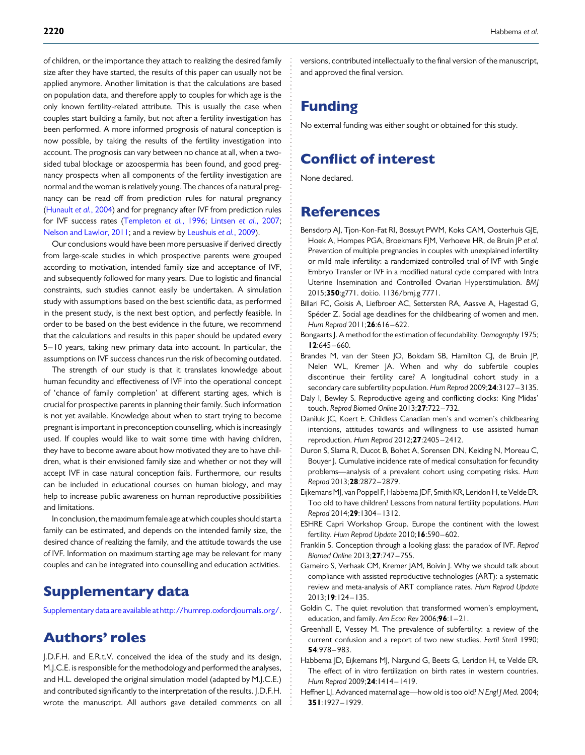of children, or the importance they attach to realizing the desired family size after they have started, the results of this paper can usually not be applied anymore. Another limitation is that the calculations are based on population data, and therefore apply to couples for which age is the only known fertility-related attribute. This is usually the case when couples start building a family, but not after a fertility investigation has been performed. A more informed prognosis of natural conception is now possible, by taking the results of the fertility investigation into account. The prognosis can vary between no chance at all, when a two-sided tubal blockage or azoospermia has been found, and good pregnancy prospects when all components of the fertility investigation are normal and the woman is relatively young. The chances of a natural pregnancy can be read off from prediction rules for natural pregnancy (Hunault *et al.*, 2004) and for pregnancy after IVF from prediction rules for IVF success rates (Templeton *et al.*, 1996; Lintsen *et al.*, 2007; Nelson and Lawlor, 2011; and a review by Leushuis *et al.*, 2009).

Our conclusions would have been more persuasive if derived directly from large-scale studies in which prospective parents were grouped according to motivation, intended family size and acceptance of IVF, and subsequently followed for many years. Due to logistic and financial constraints, such studies cannot easily be undertaken. A simulation study with assumptions based on the best scientific data, as performed in the present study, is the next best option, and perfectly feasible. In order to be based on the best evidence in the future, we recommend that the calculations and results in this paper should be updated every 5–10 years, taking new primary data into account. In particular, the assumptions on IVF success chances run the risk of becoming outdated.

The strength of our study is that it translates knowledge about human fecundity and effectiveness of IVF into the operational concept of 'chance of family completion' at different starting ages, which is crucial for prospective parents in planning their family. Such information is not yet available. Knowledge about when to start trying to become pregnant is important in preconception counselling, which is increasingly used. If couples would like to wait some time with having children, they have to become aware about how motivated they are to have children, what is their envisioned family size and whether or not they will accept IVF in case natural conception fails. Furthermore, our results can be included in educational courses on human biology, and may help to increase public awareness on human reproductive possibilities and limitations.

In conclusion, the maximum female age at which couples should start a family can be estimated, and depends on the intended family size, the desired chance of realizing the family, and the attitude towards the use of IVF. Information on maximum starting age may be relevant for many couples and can be integrated into counselling and education activities.

# Supplementary data

Supplementary data are available at http://humrep.oxfordjournals.org/.

# Authors' roles

J.D.F.H. and E.R.t.V. conceived the idea of the study and its design, M.J.C.E. is responsible for the methodology and performed the analyses, and H.L. developed the original simulation model (adapted by M.J.C.E.) and contributed significantly to the interpretation of the results. J.D.F.H. wrote the manuscript. All authors gave detailed comments on all versions, contributed intellectually to the final version of the manuscript, and approved the final version.

# Funding

No external funding was either sought or obtained for this study.

# Conflict of interest

None declared.

# References

Bensdorp AJ, Tjon-Kon-Fat RI, Bossuyt PWM, Koks CAM, Oosterhuis GJE, Hoek A, Hompes PGA, Broekmans FJM, Verhoeve HR, de Bruin JP *et al.* Prevention of multiple pregnancies in couples with unexplained infertility or mild male infertility: a randomized controlled trial of IVF with Single Embryo Transfer or IVF in a modified natural cycle compared with Intra Uterine Insemination and Controlled Ovarian Hyperstimulation. *BMJ* 2015;**350**:g771. doi:io. 1136/bmj.g 7771.

Billari FC, Goisis A, Liefbroer AC, Settersten RA, Aassve A, Hagestad G, Spéder Z. Social age deadlines for the childbearing of women and men. *Hum Reprod* 2011;**26**:616–622.

Bongaarts J. A method for the estimation of fecundability. *Demography* 1975; **12**:645–660.

Brandes M, van der Steen JO, Bokdam SB, Hamilton CJ, de Bruin JP, Nelen WL, Kremer JA. When and why do subfertile couples discontinue their fertility care? A longitudinal cohort study in a secondary care subfertility population. *Hum Reprod* 2009;**24**:3127–3135.

Daly I, Bewley S. Reproductive ageing and conflicting clocks: King Midas' touch. *Reprod Biomed Online* 2013;**27**:722–732.

Daniluk JC, Koert E. Childless Canadian men's and women's childbearing intentions, attitudes towards and willingness to use assisted human reproduction. *Hum Reprod* 2012;**27**:2405–2412.

Duron S, Slama R, Ducot B, Bohet A, Sorensen DN, Keiding N, Moreau C, Bouyer J. Cumulative incidence rate of medical consultation for fecundity problems—analysis of a prevalent cohort using competing risks. *Hum Reprod* 2013;**28**:2872–2879.

Eijkemans MJ, van Poppel F, Habbema JDF, Smith KR, Leridon H, te Velde ER. Too old to have children? Lessons from natural fertility populations. *Hum Reprod* 2014;**29**:1304–1312.

ESHRE Capri Workshop Group. Europe the continent with the lowest fertility. *Hum Reprod Update* 2010;**16**:590–602.

Franklin S. Conception through a looking glass: the paradox of IVF. *Reprod Biomed Online* 2013;**27**:747–755.

Gameiro S, Verhaak CM, Kremer JAM, Boivin J. Why we should talk about compliance with assisted reproductive technologies (ART): a systematic review and meta-analysis of ART compliance rates. *Hum Reprod Update* 2013;**19**:124–135.

Goldin C. The quiet revolution that transformed women's employment, education, and family. *Am Econ Rev* 2006;**96**:1–21.

Greenhall E, Vessey M. The prevalence of subfertility: a review of the current confusion and a report of two new studies. *Fertil Steril* 1990; **54**:978–983.

Habbema JD, Eijkemans MJ, Nargund G, Beets G, Leridon H, te Velde ER. The effect of in vitro fertilization on birth rates in western countries. *Hum Reprod* 2009;**24**:1414–1419.

Heffner LJ. Advanced maternal age—how old is too old? *N Engl J Med.* 2004; **351**:1927–1929.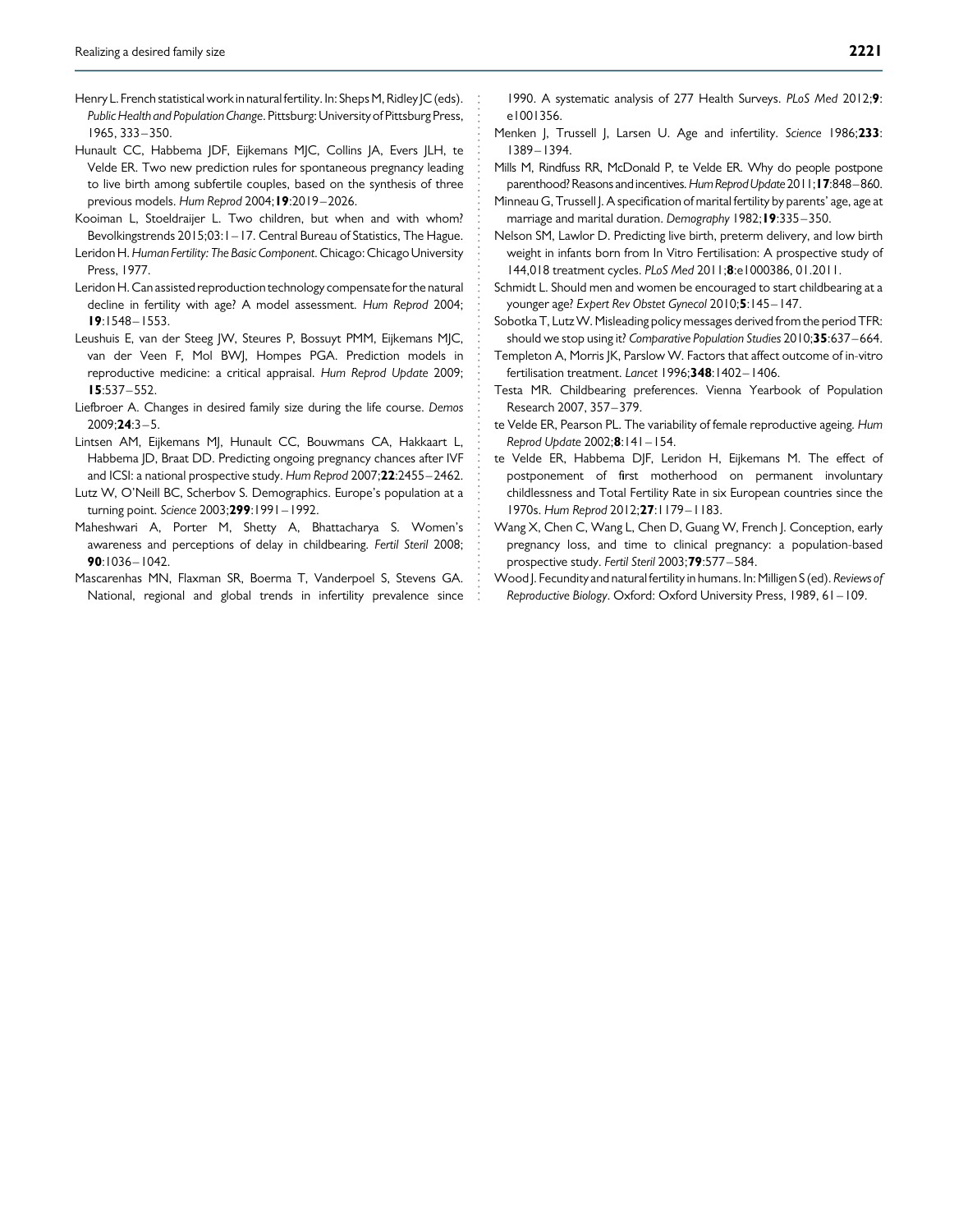Henry L. French statistical work in natural fertility. In: Sheps M, Ridley JC (eds). *Public Health and Population Change*. Pittsburg: University of Pittsburg Press, 1965, 333–350.

Hunault CC, Habbema JDF, Eijkemans MJC, Collins JA, Evers JLH, te Velde ER. Two new prediction rules for spontaneous pregnancy leading to live birth among subfertile couples, based on the synthesis of three previous models. *Hum Reprod* 2004;**19**:2019–2026.

Kooiman L, Stoeldraijer L. Two children, but when and with whom? Bevolkingstrends 2015;03:1–17. Central Bureau of Statistics, The Hague.

Leridon H. *Human Fertility: The Basic Component*. Chicago: Chicago University Press, 1977.

Leridon H. Can assisted reproduction technology compensate for the natural decline in fertility with age? A model assessment. *Hum Reprod* 2004; **19**:1548–1553.

Leushuis E, van der Steeg JW, Steures P, Bossuyt PMM, Eijkemans MJC, van der Veen F, Mol BWJ, Hompes PGA. Prediction models in reproductive medicine: a critical appraisal. *Hum Reprod Update* 2009; **15**:537–552.

Liefbroer A. Changes in desired family size during the life course. *Demos* 2009;**24**:3–5.

Lintsen AM, Eijkemans MJ, Hunault CC, Bouwmans CA, Hakkaart L, Habbema JD, Braat DD. Predicting ongoing pregnancy chances after IVF and ICSI: a national prospective study. *Hum Reprod* 2007;**22**:2455–2462.

Lutz W, O'Neill BC, Scherbov S. Demographics. Europe's population at a turning point. *Science* 2003;**299**:1991–1992.

Maheshwari A, Porter M, Shetty A, Bhattacharya S. Women's awareness and perceptions of delay in childbearing. *Fertil Steril* 2008; **90**:1036–1042.

Mascarenhas MN, Flaxman SR, Boerma T, Vanderpoel S, Stevens GA. National, regional and global trends in infertility prevalence since 1990. A systematic analysis of 277 Health Surveys. *PLoS Med* 2012;**9**: e1001356.

Menken J, Trussell J, Larsen U. Age and infertility. *Science* 1986;**233**: 1389–1394.

Mills M, Rindfuss RR, McDonald P, te Velde ER. Why do people postpone parenthood? Reasons and incentives. *Hum Reprod Update* 2011;**17**:848–860.

Minneau G, Trussell J. A specification of marital fertility by parents' age, age at marriage and marital duration. *Demography* 1982;**19**:335–350.

Nelson SM, Lawlor D. Predicting live birth, preterm delivery, and low birth weight in infants born from In Vitro Fertilisation: A prospective study of 144,018 treatment cycles. *PLoS Med* 2011;**8**:e1000386, 01.2011.

Schmidt L. Should men and women be encouraged to start childbearing at a younger age? *Expert Rev Obstet Gynecol* 2010;**5**:145–147.

Sobotka T, Lutz W. Misleading policy messages derived from the period TFR: should we stop using it? *Comparative Population Studies* 2010;**35**:637–664.

Templeton A, Morris JK, Parslow W. Factors that affect outcome of in-vitro fertilisation treatment. *Lancet* 1996;**348**:1402–1406.

Testa MR. Childbearing preferences. Vienna Yearbook of Population Research 2007, 357–379.

te Velde ER, Pearson PL. The variability of female reproductive ageing. *Hum Reprod Update* 2002;**8**:141–154.

te Velde ER, Habbema DJF, Leridon H, Eijkemans M. The effect of postponement of first motherhood on permanent involuntary childlessness and Total Fertility Rate in six European countries since the 1970s. *Hum Reprod* 2012;**27**:1179–1183.

Wang X, Chen C, Wang L, Chen D, Guang W, French J. Conception, early pregnancy loss, and time to clinical pregnancy: a population-based prospective study. *Fertil Steril* 2003;**79**:577–584.

Wood J. Fecundity and natural fertility in humans. In: Milligen S (ed). *Reviews of Reproductive Biology*. Oxford: Oxford University Press, 1989, 61–109.